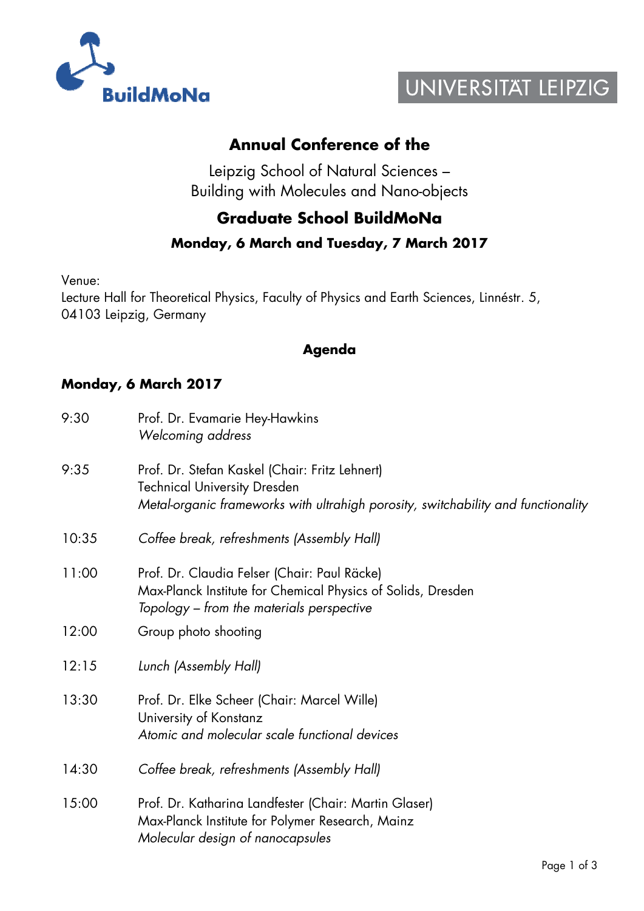BuildMoNa

UNIVERSITÄT LEIPZIG

# Annual Conference of the

Leipzig School of Natural Sciences –
Building with Molecules and Nano-objects

## Graduate School BuildMoNa

### Monday, 6 March and Tuesday, 7 March 2017

Venue:
Lecture Hall for Theoretical Physics, Faculty of Physics and Earth Sciences, Linnéstr. 5, 04103 Leipzig, Germany

## Agenda

### Monday, 6 March 2017

| | |
|---|---|
| 9:30 | Prof. Dr. Evamarie Hey-Hawkins<br>*Welcoming address* |
| 9:35 | Prof. Dr. Stefan Kaskel (Chair: Fritz Lehnert)<br>Technical University Dresden<br>*Metal-organic frameworks with ultrahigh porosity, switchability and functionality* |
| 10:35 | *Coffee break, refreshments (Assembly Hall)* |
| 11:00 | Prof. Dr. Claudia Felser (Chair: Paul Räcke)<br>Max-Planck Institute for Chemical Physics of Solids, Dresden<br>*Topology – from the materials perspective* |
| 12:00 | Group photo shooting |
| 12:15 | *Lunch (Assembly Hall)* |
| 13:30 | Prof. Dr. Elke Scheer (Chair: Marcel Wille)<br>University of Konstanz<br>*Atomic and molecular scale functional devices* |
| 14:30 | *Coffee break, refreshments (Assembly Hall)* |
| 15:00 | Prof. Dr. Katharina Landfester (Chair: Martin Glaser)<br>Max-Planck Institute for Polymer Research, Mainz<br>*Molecular design of nanocapsules* |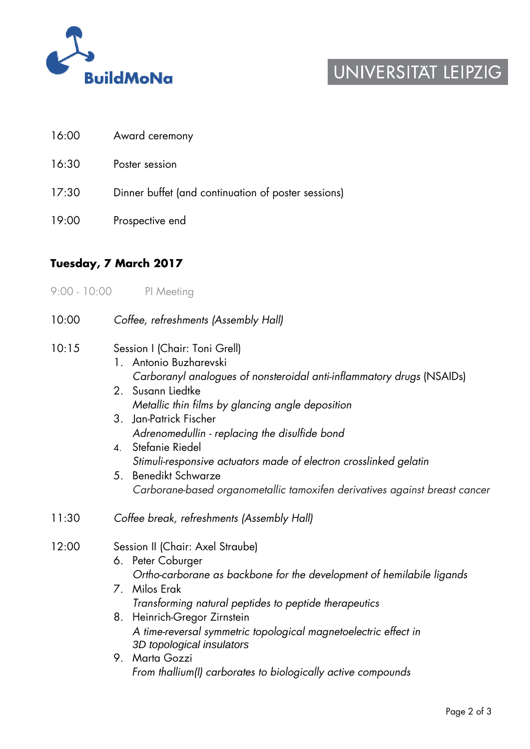16:00 Award ceremony

16:30 Poster session

17:30 Dinner buffet (and continuation of poster sessions)

19:00 Prospective end

**Tuesday, 7 March 2017**

9:00 - 10:00 PI Meeting

10:00 *Coffee, refreshments (Assembly Hall)*

10:15 Session I (Chair: Toni Grell)

1. Antonio Buzharevski
   *Carboranyl analogues of nonsteroidal anti-inflammatory drugs* (NSAIDs)
2. Susann Liedtke
   *Metallic thin films by glancing angle deposition*
3. Jan-Patrick Fischer
   *Adrenomedullin - replacing the disulfide bond*
4. Stefanie Riedel
   *Stimuli-responsive actuators made of electron crosslinked gelatin*
5. Benedikt Schwarze
   *Carborane-based organometallic tamoxifen derivatives against breast cancer*

11:30 *Coffee break, refreshments (Assembly Hall)*

12:00 Session II (Chair: Axel Straube)

6. Peter Coburger
   *Ortho-carborane as backbone for the development of hemilabile ligands*
7. Milos Erak
   *Transforming natural peptides to peptide therapeutics*
8. Heinrich-Gregor Zirnstein
   *A time-reversal symmetric topological magnetoelectric effect in 3D topological insulators*
9. Marta Gozzi
   *From thallium(I) carborates to biologically active compounds*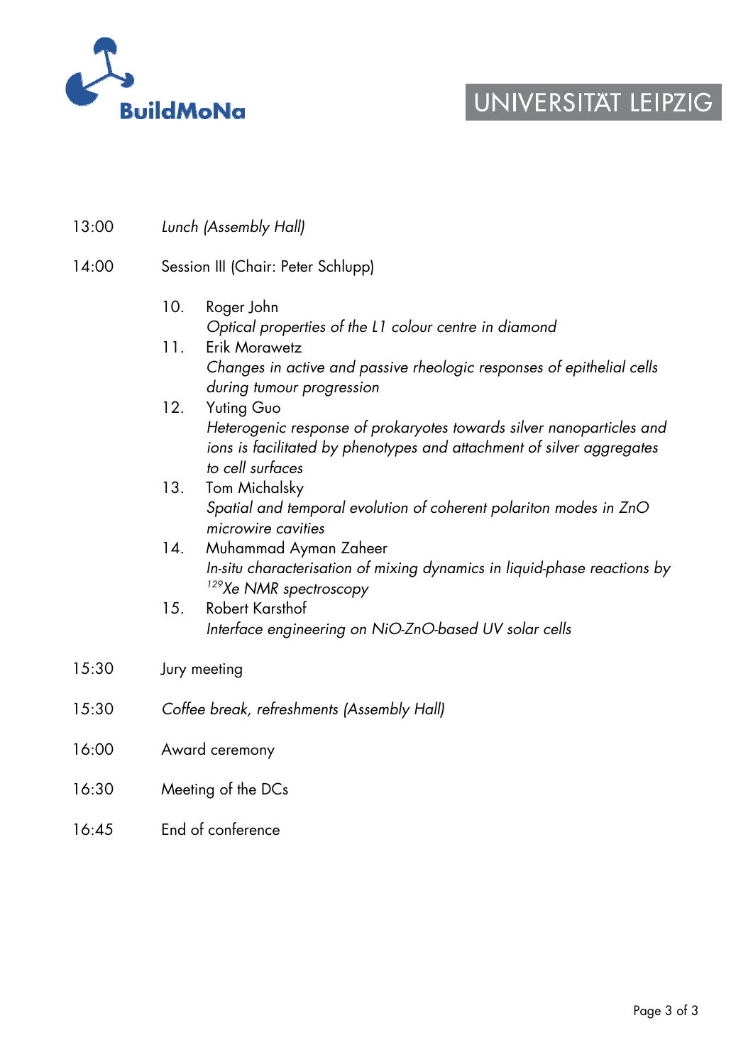BuildMoNa

UNIVERSITÄT LEIPZIG

| | | |
|---|---|---|
| 13:00 | *Lunch (Assembly Hall)* | |
| 14:00 | Session III (Chair: Peter Schlupp) | |

10. Roger John
    *Optical properties of the L1 colour centre in diamond*
11. Erik Morawetz
    *Changes in active and passive rheologic responses of epithelial cells during tumour progression*
12. Yuting Guo
    *Heterogenic response of prokaryotes towards silver nanoparticles and ions is facilitated by phenotypes and attachment of silver aggregates to cell surfaces*
13. Tom Michalsky
    *Spatial and temporal evolution of coherent polariton modes in ZnO microwire cavities*
14. Muhammad Ayman Zaheer
    *In-situ characterisation of mixing dynamics in liquid-phase reactions by $^{129}$Xe NMR spectroscopy*
15. Robert Karsthof
    *Interface engineering on NiO-ZnO-based UV solar cells*

| | |
|---|---|
| 15:30 | Jury meeting |
| 15:30 | *Coffee break, refreshments (Assembly Hall)* |
| 16:00 | Award ceremony |
| 16:30 | Meeting of the DCs |
| 16:45 | End of conference |